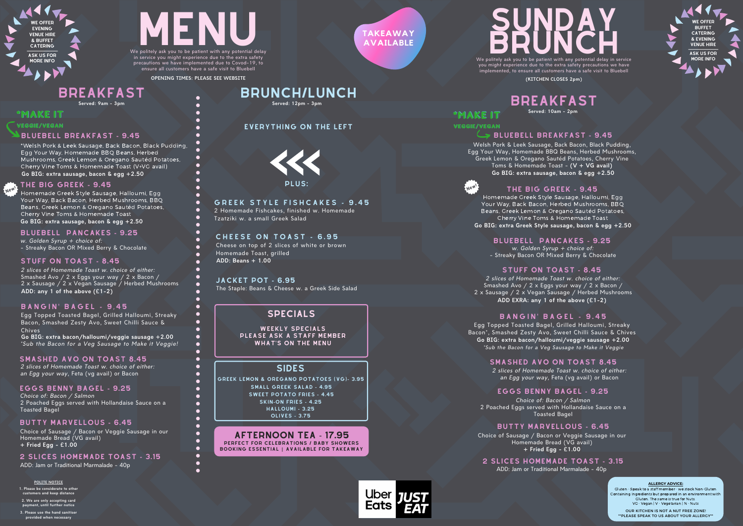WE OFFER EVENING VENUE HIRE & BUFFET CATERING

ASK US FOR MORE INFO

# MENU

We politely ask you to be patient with any potential delay in service you might experience due to the extra safety precautions we have implemented due to Covod-19, to ensure all customers have a safe visit to Bluebell

OPENING TIMES: PLEASE SEE WEBSITE

TAKEAWAY AVAILABLE

## BREAKFAST

**Served: 9am - 3pm**

*MAKE IT VEGGIE/VEGAN

### BLUEBELL BREAKFAST - 9.45

*Welsh Pork & Leek Sausage, Back Bacon, Black Pudding, Egg Your Way, Homemade BBQ Beans, Herbed Mushrooms, Greek Lemon & Oregano Sautéd Potatoes, Cherry Vine Toms & Homemade Toast (V+VG avail)

**Go BIG: extra sausage, bacon & egg +2.50**

### New! THE BIG GREEK - 9.45

Homemade Greek Style Sausage, Halloumi, Egg Your Way, Back Bacon, Herbed Mushrooms, BBQ Beans, Greek Lemon & Oregano Sautéd Potatoes, Cherry Vine Toms & Homemade Toast

**Go BIG: extra sausage, bacon & egg +2.50**

### BLUEBELL PANCAKES - 9.25

*w. Golden Syrup + choice of:*
- Streaky Bacon OR Mixed Berry & Chocolate

### STUFF ON TOAST - 8.45

*2 slices of Homemade Toast w. choice of either:*
Smashed Avo / 2 x Eggs your way / 2 x Bacon / 2 x Sausage / 2 x Vegan Sausage / Herbed Mushrooms

**ADD: any 1 of the above (£1-2)**

### BANGIN' BAGEL - 9.45

Egg Topped Toasted Bagel, Grilled Halloumi, Streaky Bacon, Smashed Zesty Avo, Sweet Chilli Sauce & Chives

**Go BIG: extra bacon/halloumi/veggie sausage +2.00**

*\*Sub the Bacon for a Veg Sausage to Make it Veggie!*

### SMASHED AVO ON TOAST 8.45

*2 slices of Homemade Toast w. choice of either: an Egg your way*, Feta (vg avail) or Bacon

### EGGS BENNY BAGEL - 9.25

*Choice of: Bacon / Salmon*
2 Poached Eggs served with Hollandaise Sauce on a Toasted Bagel

### BUTTY MARVELLOUS - 6.45

Choice of Sausage / Bacon or Veggie Sausage in our Homemade Bread (VG avail)
**+ Fried Egg - £1.00**

### 2 SLICES HOMEMADE TOAST - 3.15

ADD: Jam or Traditional Marmalade - 40p

**POLITE NOTICE**

1. Please be considerate to other customers and keep distance
2. We are only accepting card payment, until further notice
3. Please use the hand sanitiser provided when necessary

## BRUNCH/LUNCH

**Served: 12pm - 3pm**

EVERYTHING ON THE LEFT

<<<

PLUS:

### GREEK STYLE FISHCAKES - 9.45

2 Homemade Fishcakes, finished w. Homemade Tzatziki w. a small Greek Salad

### CHEESE ON TOAST - 6.95

Cheese on top of 2 slices of white or brown Homemade Toast, grilled
**ADD: Beans + 1.00**

### JACKET POT - 6.95

The Staple: Beans & Cheese w. a Greek Side Salad

### SPECIALS

WEEKLY SPECIALS
PLEASE ASK A STAFF MEMBER
WHAT'S ON THE MENU

### SIDES

- GREEK LEMON & OREGANO POTATOES (VG)- 3.95
- SMALL GREEK SALAD - 4.95
- SWEET POTATO FRIES - 4.45
- SKIN-ON FRIES - 4.25
- HALLOUMI - 3.25
- OLIVES - 3.75

### AFTERNOON TEA - 17.95

PERFECT FOR CELEBRATIONS / BABY SHOWERS
BOOKING ESSENTIAL | AVAILABLE FOR TAKEAWAY

Uber Eats | JUST EAT

# SUNDAY BRUNCH

We politely ask you to be patient with any potential delay in service you might experience due to the extra safety precautions we have implemented, to ensure all customers have a safe visit to Bluebell

(KITCHEN CLOSES 2pm)

WE OFFER BUFFET CATERING & EVENING VENUE HIRE

ASK US FOR MORE INFO

## BREAKFAST

**Served: 10am - 2pm**

*MAKE IT VEGGIE/VEGAN

### BLUEBELL BREAKFAST - 9.45

Welsh Pork & Leek Sausage, Back Bacon, Black Pudding, Egg Your Way, Homemade BBQ Beans, Herbed Mushrooms, Greek Lemon & Oregano Sautéd Potatoes, Cherry Vine Toms & Homemade Toast - **(V + VG avail)**

**Go BIG: extra sausage, bacon & egg +2.50**

### New! THE BIG GREEK - 9.45

Homemade Greek Style Sausage, Halloumi, Egg Your Way, Back Bacon, Herbed Mushrooms, BBQ Beans, Greek Lemon & Oregano Sautéd Potatoes, Cherry Vine Toms & Homemade Toast

**Go BIG: extra Greek Style sausage, bacon & egg +2.50**

### BLUEBELL PANCAKES - 9.25

*w. Golden Syrup + choice of:*
- Streaky Bacon OR Mixed Berry & Chocolate

### STUFF ON TOAST - 8.45

*2 slices of Homemade Toast w. choice of either:*
Smashed Avo / 2 x Eggs your way / 2 x Bacon / 2 x Sausage / 2 x Vegan Sausage / Herbed Mushrooms

**ADD EXRA: any 1 of the above (£1-2)**

### BANGIN' BAGEL - 9.45

Egg Topped Toasted Bagel, Grilled Halloumi, Streaky Bacon*, Smashed Zesty Avo, Sweet Chilli Sauce & Chives

**Go BIG: extra bacon/halloumi/veggie sausage +2.00**

*\*Sub the Bacon for a Veg Sausage to Make it Veggie*

### SMASHED AVO ON TOAST 8.45

*2 slices of Homemade Toast w. choice of either: an Egg your way*, Feta (vg avail) or Bacon

### EGGS BENNY BAGEL - 9.25

*Choice of: Bacon / Salmon*
2 Poached Eggs served with Hollandaise Sauce on a Toasted Bagel

### BUTTY MARVELLOUS - 6.45

Choice of Sausage / Bacon or Veggie Sausage in our Homemade Bread (VG avail)
+ Fried Egg - £1.00

### 2 SLICES HOMEMADE TOAST - 3.15

ADD: Jam or Traditional Marmalade - 40p

**ALLERGY ADVICE:**

Gluten - Speak to a staff member - we stock Non-Gluten Containing ingredients but prepared in an environment with Gluten. The same is true for Nuts

VG - Vegan | V - Vegetarian | N - Nuts

OUR KITCHEN IS NOT A NUT FREE ZONE!
**PLEASE SPEAK TO US ABOUT YOUR ALLERGY**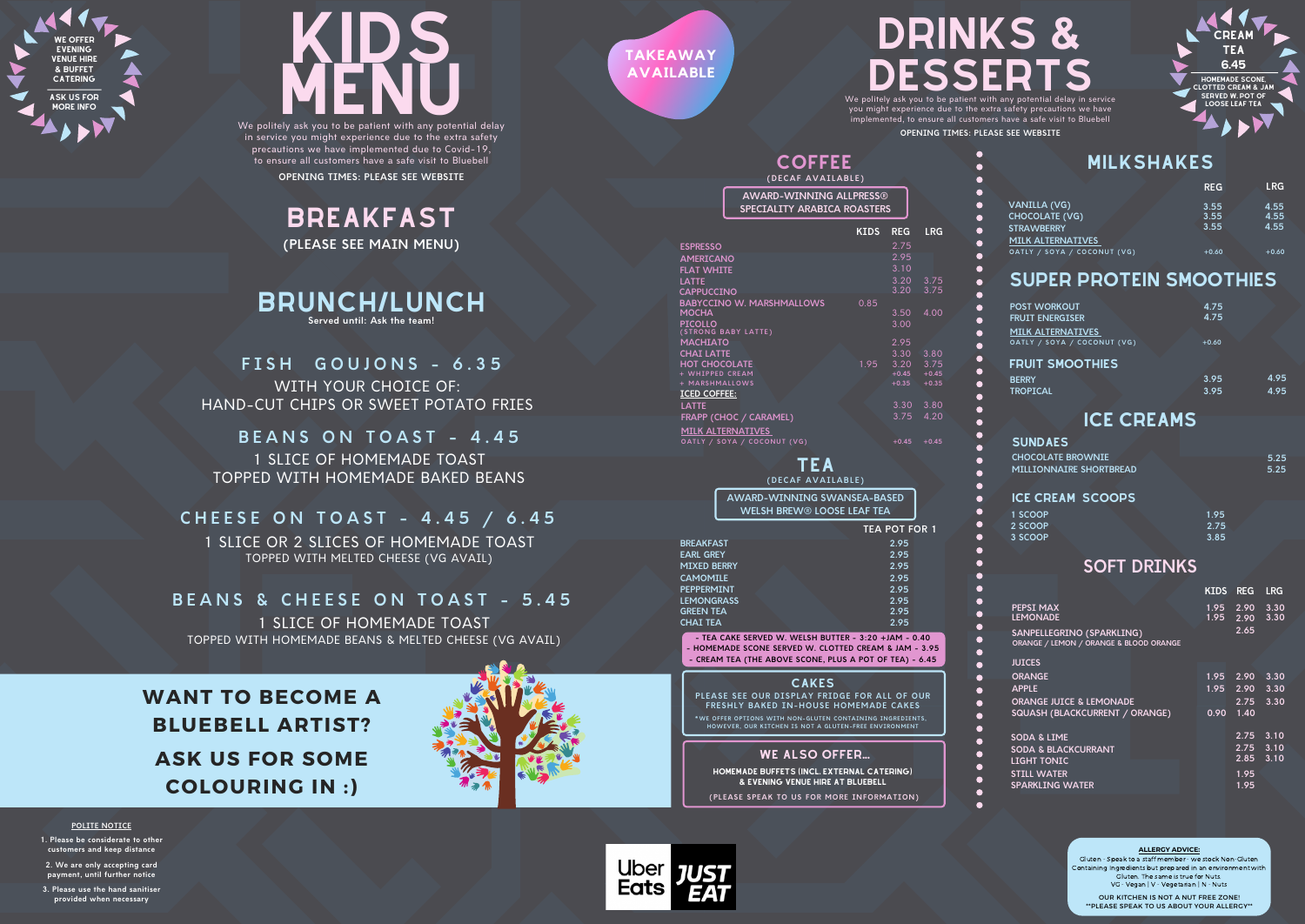WE OFFER EVENING VENUE HIRE & BUFFET CATERING

ASK US FOR MORE INFO

# KIDS MENU

We politely ask you to be patient with any potential delay in service you might experience due to the extra safety precautions we have implemented due to Covid-19, to ensure all customers have a safe visit to Bluebell

OPENING TIMES: PLEASE SEE WEBSITE

## BREAKFAST

(PLEASE SEE MAIN MENU)

## BRUNCH/LUNCH

Served until: Ask the team!

### FISH GOUJONS - 6.35

WITH YOUR CHOICE OF:
HAND-CUT CHIPS OR SWEET POTATO FRIES

### BEANS ON TOAST - 4.45

1 SLICE OF HOMEMADE TOAST
TOPPED WITH HOMEMADE BAKED BEANS

### CHEESE ON TOAST - 4.45 / 6.45

1 SLICE OR 2 SLICES OF HOMEMADE TOAST
TOPPED WITH MELTED CHEESE (VG AVAIL)

### BEANS & CHEESE ON TOAST - 5.45

1 SLICE OF HOMEMADE TOAST
TOPPED WITH HOMEMADE BEANS & MELTED CHEESE (VG AVAIL)

**WANT TO BECOME A BLUEBELL ARTIST?**

**ASK US FOR SOME COLOURING IN :)**

POLITE NOTICE

1. Please be considerate to other customers and keep distance
2. We are only accepting card payment, until further notice
3. Please use the hand sanitiser provided when necessary

TAKEAWAY AVAILABLE

Uber Eats | JUST EAT

# DRINKS & DESSERTS

We politely ask you to be patient with any potential delay in service you might experience due to the extra safety precautions we have implemented, to ensure all customers have a safe visit to Bluebell

OPENING TIMES: PLEASE SEE WEBSITE

CREAM TEA 6.45
HOMEMADE SCONE, CLOTTED CREAM & JAM SERVED W. POT OF LOOSE LEAF TEA

## COFFEE

(DECAF AVAILABLE)

AWARD-WINNING ALLPRESS® SPECIALITY ARABICA ROASTERS

| | KIDS | REG | LRG |
|---|---|---|---|
| ESPRESSO | | 2.75 | |
| AMERICANO | | 2.95 | |
| FLAT WHITE | | 3.10 | |
| LATTE | | 3.20 | 3.75 |
| CAPPUCCINO | | 3.20 | 3.75 |
| BABYCCINO W. MARSHMALLOWS | 0.85 | | |
| MOCHA | | 3.50 | 4.00 |
| PICOLLO (STRONG BABY LATTE) | | 3.00 | |
| MACHIATO | | 2.95 | |
| CHAI LATTE | | 3.30 | 3.80 |
| HOT CHOCOLATE | 1.95 | 3.20 | 3.75 |
| + WHIPPED CREAM | | +0.45 | +0.45 |
| + MARSHMALLOWS | | +0.35 | +0.35 |
| ICED COFFEE: | | | |
| LATTE | | 3.30 | 3.80 |
| FRAPP (CHOC / CARAMEL) | | 3.75 | 4.20 |
| MILK ALTERNATIVES | | | |
| OATLY / SOYA / COCONUT (VG) | | +0.45 | +0.45 |

## TEA

(DECAF AVAILABLE)

AWARD-WINNING SWANSEA-BASED WELSH BREW® LOOSE LEAF TEA

| | TEA POT FOR 1 |
|---|---|
| BREAKFAST | 2.95 |
| EARL GREY | 2.95 |
| MIXED BERRY | 2.95 |
| CAMOMILE | 2.95 |
| PEPPERMINT | 2.95 |
| LEMONGRASS | 2.95 |
| GREEN TEA | 2.95 |
| CHAI TEA | 2.95 |

- TEA CAKE SERVED W. WELSH BUTTER - 3.20 +JAM - 0.40
- HOMEMADE SCONE SERVED W. CLOTTED CREAM & JAM - 3.95
- CREAM TEA (THE ABOVE SCONE, PLUS A POT OF TEA) - 6.45

## CAKES

PLEASE SEE OUR DISPLAY FRIDGE FOR ALL OF OUR FRESHLY BAKED IN-HOUSE HOMEMADE CAKES

*WE OFFER OPTIONS WITH NON-GLUTEN CONTAINING INGREDIENTS, HOWEVER, OUR KITCHEN IS NOT A GLUTEN-FREE ENVIRONMENT

## WE ALSO OFFER...

HOMEMADE BUFFETS (INCL. EXTERNAL CATERING) & EVENING VENUE HIRE AT BLUEBELL

(PLEASE SPEAK TO US FOR MORE INFORMATION)

## MILKSHAKES

| | REG | LRG |
|---|---|---|
| VANILLA (VG) | 3.55 | 4.55 |
| CHOCOLATE (VG) | 3.55 | 4.55 |
| STRAWBERRY | 3.55 | 4.55 |
| MILK ALTERNATIVES | | |
| OATLY / SOYA / COCONUT (VG) | +0.60 | +0.60 |

## SUPER PROTEIN SMOOTHIES

| | |
|---|---|
| POST WORKOUT | 4.75 |
| FRUIT ENERGISER | 4.75 |
| MILK ALTERNATIVES | |
| OATLY / SOYA / COCONUT (VG) | +0.60 |

### FRUIT SMOOTHIES

| | | |
|---|---|---|
| BERRY | 3.95 | 4.95 |
| TROPICAL | 3.95 | 4.95 |

## ICE CREAMS

### SUNDAES

| | |
|---|---|
| CHOCOLATE BROWNIE | 5.25 |
| MILLIONNAIRE SHORTBREAD | 5.25 |

### ICE CREAM SCOOPS

| | |
|---|---|
| 1 SCOOP | 1.95 |
| 2 SCOOP | 2.75 |
| 3 SCOOP | 3.85 |

## SOFT DRINKS

| | KIDS | REG | LRG |
|---|---|---|---|
| PEPSI MAX | 1.95 | 2.90 | 3.30 |
| LEMONADE | 1.95 | 2.90 | 3.30 |
| SANPELLEGRINO (SPARKLING) | | 2.65 | |
| ORANGE / LEMON / ORANGE & BLOOD ORANGE | | | |
| JUICES | | | |
| ORANGE | 1.95 | 2.90 | 3.30 |
| APPLE | 1.95 | 2.90 | 3.30 |
| ORANGE JUICE & LEMONADE | | 2.75 | 3.30 |
| SQUASH (BLACKCURRENT / ORANGE) | 0.90 | 1.40 | |
| SODA & LIME | | 2.75 | 3.10 |
| SODA & BLACKCURRANT | | 2.75 | 3.10 |
| LIGHT TONIC | | 2.85 | 3.10 |
| STILL WATER | | 1.95 | |
| SPARKLING WATER | | 1.95 | |

**ALLERGY ADVICE:**

Gluten - Speak to a staff member - we stock Non-Gluten Containing ingredients but prepared in an environment with Gluten. The same is true for Nuts.
VG - Vegan | V - Vegetarian | N - Nuts

OUR KITCHEN IS NOT A NUT FREE ZONE!
**PLEASE SPEAK TO US ABOUT YOUR ALLERGY**